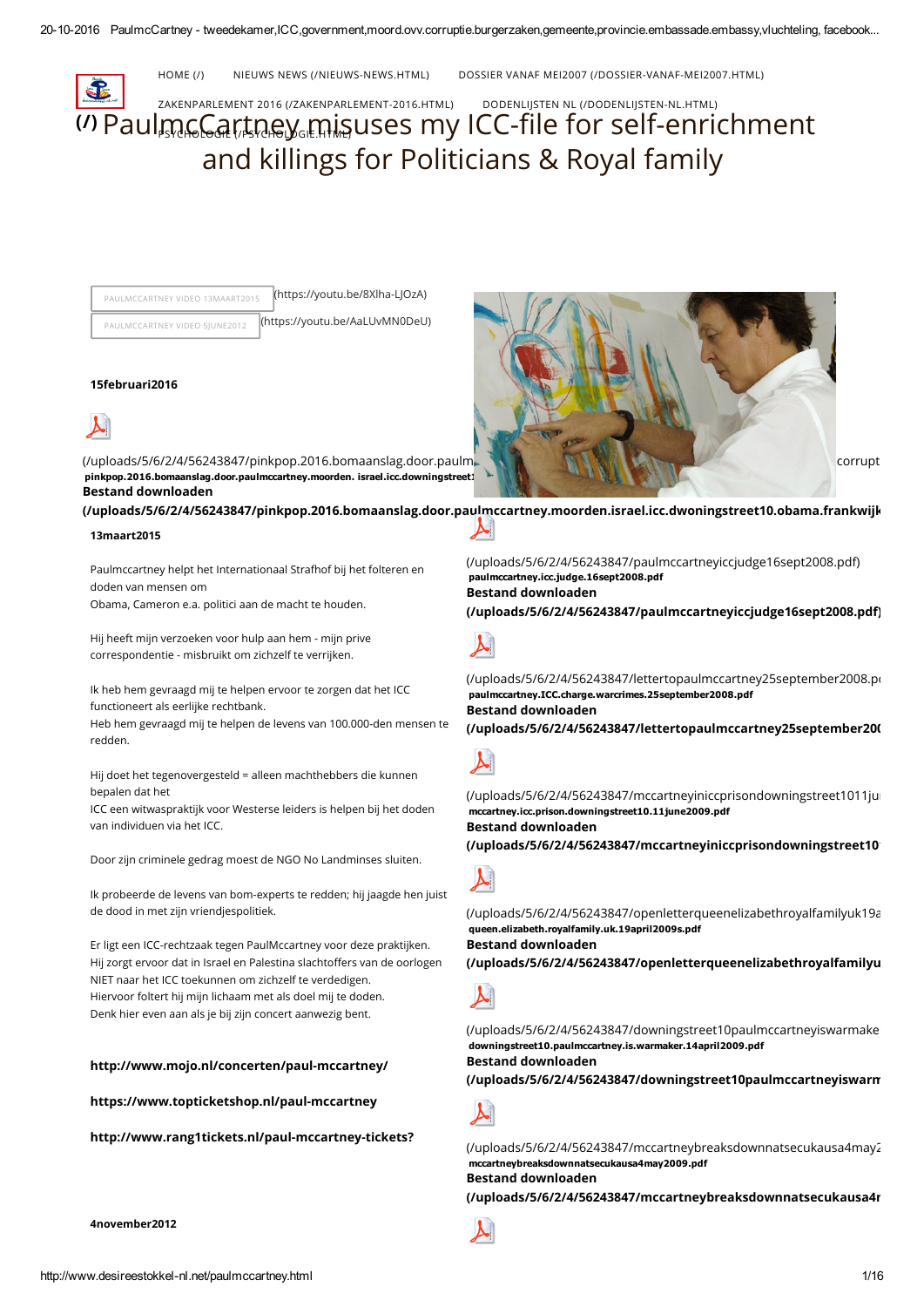HOME (/) NIEUWS NEWS (/NIEUWS-NEWS.HTML) DOSSIER VANAF MEI2007 (/DOSSIER-VANAF-MEI2007.HTML)

ZAKENPARLEMENT 2016 (/ZAKENPARLEMENT-2016.HTML) DODENLIJSTEN NL (/DODENLIJSTEN-NL.HTML)

PSYCHOLOGIE (/PSYCHOLOGIE.HTML)

# (/) PaulmcCartney misuses my ICC-file for self-enrichment and killings for Politicians & Royal family

PAULMCCARTNEY VIDEO 13MAART2015 (https://youtu.be/8Xlha-LJOzA)

PAULMCCARTNEY VIDEO 5JUNE2012 (https://youtu.be/AaLUvMN0DeU)

**15februari2016**

(/uploads/5/6/2/4/56243847/pinkpop.2016.bomaanslag.door.paulm... corrupt

pinkpop.2016.bomaanslag.door.paulmccartney.moorden. israel.icc.downingstreet1...

**Bestand downloaden**

**(/uploads/5/6/2/4/56243847/pinkpop.2016.bomaanslag.door.paulmccartney.moorden.israel.icc.dwoningstreet10.obama.frankwijk...**

**13maart2015**

Paulmccartney helpt het Internationaal Strafhof bij het folteren en doden van mensen om
Obama, Cameron e.a. politici aan de macht te houden.

Hij heeft mijn verzoeken voor hulp aan hem - mijn prive correspondentie - misbruikt om zichzelf te verrijken.

Ik heb hem gevraagd mij te helpen ervoor te zorgen dat het ICC functioneert als eerlijke rechtbank.
Heb hem gevraagd mij te helpen de levens van 100.000-den mensen te redden.

Hij doet het tegenovergesteld = alleen machthebbers die kunnen bepalen dat het
ICC een witwaspraktijk voor Westerse leiders is helpen bij het doden van individuen via het ICC.

Door zijn criminele gedrag moest de NGO No Landminses sluiten.

Ik probeerde de levens van bom-experts te redden; hij jaagde hen juist de dood in met zijn vriendjespolitiek.

Er ligt een ICC-rechtzaak tegen PaulMccartney voor deze praktijken.
Hij zorgt ervoor dat in Israel en Palestina slachtoffers van de oorlogen NIET naar het ICC toekunnen om zichzelf te verdedigen.
Hiervoor foltert hij mijn lichaam met als doel mij te doden.
Denk hier even aan als je bij zijn concert aanwezig bent.

**http://www.mojo.nl/concerten/paul-mccartney/**

**https://www.topticketshop.nl/paul-mccartney**

**http://www.rang1tickets.nl/paul-mccartney-tickets?**

**4november2012**

(/uploads/5/6/2/4/56243847/paulmccartneyiccjudge16sept2008.pdf)

paulmccartney.icc.judge.16sept2008.pdf

**Bestand downloaden**

**(/uploads/5/6/2/4/56243847/paulmccartneyiccjudge16sept2008.pdf)**

(/uploads/5/6/2/4/56243847/lettertopaulmccartney25september2008.p...

paulmccartney.ICC.charge.warcrimes.25september2008.pdf

**Bestand downloaden**

**(/uploads/5/6/2/4/56243847/lettertopaulmccartney25september200...**

(/uploads/5/6/2/4/56243847/mccartneyiniccprisondowningstreet1011ju...

mccartney.icc.prison.downingstreet10.11june2009.pdf

**Bestand downloaden**

**(/uploads/5/6/2/4/56243847/mccartneyiniccprisondowningstreet10...**

(/uploads/5/6/2/4/56243847/openletterqueenelizabethroyalfamilyuk19a...

queen.elizabeth.royalfamily.uk.19april2009s.pdf

**Bestand downloaden**

**(/uploads/5/6/2/4/56243847/openletterqueenelizabethroyalfamilyu...**

(/uploads/5/6/2/4/56243847/downingstreet10paulmccartneyiswarmake...

downingstreet10.paulmccartney.is.warmaker.14april2009.pdf

**Bestand downloaden**

**(/uploads/5/6/2/4/56243847/downingstreet10paulmccartneyiswarm...**

(/uploads/5/6/2/4/56243847/mccartneybreaksdownnatsecukausa4may2...

mccartneybreaksdownnatsecukausa4may2009.pdf

**Bestand downloaden**

**(/uploads/5/6/2/4/56243847/mccartneybreaksdownnatsecukausa4...**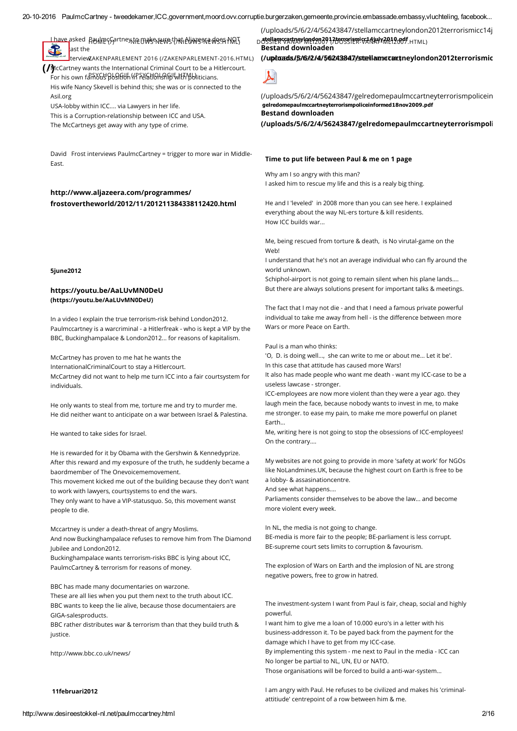I have asked PaulmcCartney to make sure that Aljazeera does NOT ... ast the ... terview

McCartney wants the International Criminal Court to be a Hitlercourt. For his own famous position in relationship with politicians.

His wife Nancy Skevell is behind this; she was or is connected to the Asil.org

USA-lobby within ICC.... via Lawyers in her life.

This is a Corruption-relationship between ICC and USA.

The McCartneys get away with any type of crime.

David Frost interviews PaulmcCartney = trigger to more war in Middle-East.

**http://www.aljazeera.com/programmes/frostovertheworld/2012/11/201211384338112420.html**

**5june2012**

**https://youtu.be/AaLUvMN0DeU (https://youtu.be/AaLUvMN0DeU)**

In a video I explain the true terrorism-risk behind London2012. Paulmccartney is a warcriminal - a Hitlerfreak - who is kept a VIP by the BBC, Buckinghampalace & London2012... for reasons of kapitalism.

McCartney has proven to me hat he wants the InternationalCriminalCourt to stay a Hitlercourt.
McCartney did not want to help me turn ICC into a fair courtsystem for individuals.

He only wants to steal from me, torture me and try to murder me.
He did neither want to anticipate on a war between Israel & Palestina.

He wanted to take sides for Israel.

He is rewarded for it by Obama with the Gershwin & Kennedyprize.
After this reward and my exposure of the truth, he suddenly became a baordmember of The Onevoicememovement.
This movement kicked me out of the building because they don't want to work with lawyers, courtsystems to end the wars.
They only want to have a VIP-statusquo. So, this movement wanst people to die.

Mccartney is under a death-threat of angry Moslims.
And now Buckinghampalace refuses to remove him from The Diamond Jubilee and London2012.
Buckinghampalace wants terrorism-risks BBC is lying about ICC, PaulmcCartney & terrorism for reasons of money.

BBC has made many documentaries on warzone.
These are all lies when you put them next to the truth about ICC.
BBC wants to keep the lie alive, because those documentaiers are GIGA-salesproducts.
BBC rather distributes war & terrorism than that they build truth & justice.

http://www.bbc.co.uk/news/

**11februari2012**

(/uploads/5/6/2/4/56243847/stellamccartneylondon2012terrorismicc14j
**stellamccartneylondon2012terrorismicc14july2010.pdf**
**Bestand downloaden**
**(/uploads/5/6/2/4/56243847/stellamccartneylondon2012terrorismic**

(/uploads/5/6/2/4/56243847/gelredomepaulmccartneyterrorismpoliceinf
**gelredomepaulmccartneyterrorismpoliceinformed18nov2009.pdf**
**Bestand downloaden**
**(/uploads/5/6/2/4/56243847/gelredomepaulmccartneyterrorismpoli**

**Time to put life between Paul & me on 1 page**

Why am I so angry with this man?
I asked him to rescue my life and this is a realy big thing.

He and I 'leveled' in 2008 more than you can see here. I explained everything about the way NL-ers torture & kill residents.
How ICC builds war...

Me, being rescued from torture & death, is No virutal-game on the Web!
I understand that he's not an average individual who can fly around the world unknown.
Schiphol-airport is not going to remain silent when his plane lands....
But there are always solutions present for important talks & meetings.

The fact that I may not die - and that I need a famous private powerful individual to take me away from hell - is the difference between more Wars or more Peace on Earth.

Paul is a man who thinks:
'O, D. is doing well..., she can write to me or about me... Let it be'.
In this case that attitude has caused more Wars!
It also has made people who want me death - want my ICC-case to be a useless lawcase - stronger.
ICC-employees are now more violent than they were a year ago. they laugh mein the face, because nobody wants to invest in me, to make me stronger. to ease my pain, to make me more powerful on planet Earth...
Me, writing here is not going to stop the obsessions of ICC-employees! On the contrary....

My websites are not going to provide in more 'safety at work' for NGOs like NoLandmines.UK, because the highest court on Earth is free to be a lobby- & assasinationcentre.
And see what happens....
Parliaments consider themselves to be above the law... and become more violent every week.

In NL, the media is not going to change.
BE-media is more fair to the people; BE-parliament is less corrupt.
BE-supreme court sets limits to corruption & favourism.

The explosion of Wars on Earth and the implosion of NL are strong negative powers, free to grow in hatred.

The investment-system I want from Paul is fair, cheap, social and highly powerful.
I want him to give me a loan of 10.000 euro's in a letter with his business-addresson it. To be payed back from the payment for the damage which I have to get from my ICC-case.
By implementing this system - me next to Paul in the media - ICC can No longer be partial to NL, UN, EU or NATO.
Those organisations will be forced to build a anti-war-system...

I am angry with Paul. He refuses to be civilized and makes his 'criminal-attitiude' centrepoint of a row between him & me.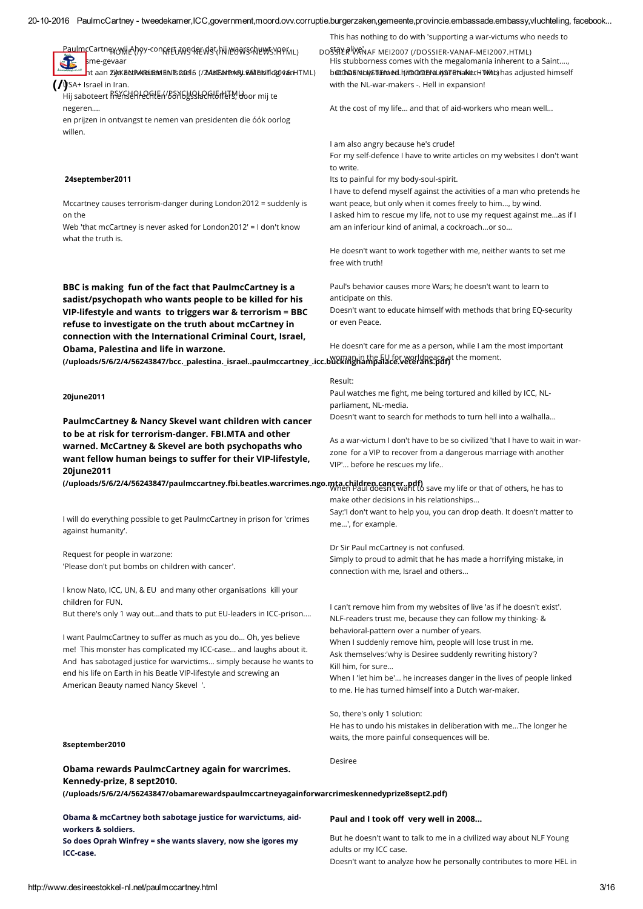PaulmcCartney wil Ahoy-concert zonder dat hij waarschuwt voor terrorisme-gevaar

ht aan zijn ex-vriendin Nancy Skevel: USA+ Israel in Iran.

Hij saboteert mensenrechten oorlogsslachtoffers, door mij te negeren....

en prijzen in ontvangst te nemen van presidenten die óók oorlog willen.

**24september2011**

Mccartney causes terrorism-danger during London2012 = suddenly is on the Web 'that mcCartney is never asked for London2012' = I don't know what the truth is.

**BBC is making fun of the fact that PaulmcCartney is a sadist/psychopath who wants people to be killed for his VIP-lifestyle and wants to triggers war & terrorism = BBC refuse to investigate on the truth about mcCartney in connection with the International Criminal Court, Israel, Obama, Palestina and life in warzone. (/uploads/5/6/2/4/56243847/bcc._palestina._israel..paulmccartney_.icc.buckinghampalace.veterans.pdf)**

**20june2011**

**PaulmcCartney & Nancy Skevel want children with cancer to be at risk for terrorism-danger. FBI.MTA and other warned. McCartney & Skevel are both psychopaths who want fellow human beings to suffer for their VIP-lifestyle, 20june2011 (/uploads/5/6/2/4/56243847/paulmccartney.fbi.beatles.warcrimes.ngo.mta.children.cancer..pdf)**

I will do everything possible to get PaulmcCartney in prison for 'crimes against humanity'.

Request for people in warzone:
'Please don't put bombs on children with cancer'.

I know Nato, ICC, UN, & EU and many other organisations kill your children for FUN.
But there's only 1 way out...and thats to put EU-leaders in ICC-prison....

I want PaulmcCartney to suffer as much as you do... Oh, yes believe me! This monster has complicated my ICC-case... and laughs about it. And has sabotaged justice for warvictims... simply because he wants to end his life on Earth in his Beatle VIP-lifestyle and screwing an American Beauty named Nancy Skevel '.

**8september2010**

**Obama rewards PaulmcCartney again for warcrimes. Kennedy-prize, 8 sept2010. (/uploads/5/6/2/4/56243847/obamarewardspaulmccartneyagainforwarcrimeskennedyprize8sept2.pdf)**

**Obama & mcCartney both sabotage justice for warvictums, aid-workers & soldiers.**
**So does Oprah Winfrey = she wants slavery, now she igores my ICC-case.**

This has nothing to do with 'supporting a war-victums who needs to stay alive'.
His stubbornness comes with the megalomania inherent to a Saint...., but he doesn't help me...just a Hater - Who has adjusted himself with the NL-war-makers -. Hell in expansion!

At the cost of my life... and that of aid-workers who mean well...

I am also angry because he's crude!
For my self-defence I have to write articles on my websites I don't want to write.
Its to painful for my body-soul-spirit.
I have to defend myself against the activities of a man who pretends he want peace, but only when it comes freely to him..., by wind.
I asked him to rescue my life, not to use my request against me...as if I am an inferiour kind of animal, a cockroach...or so...

He doesn't want to work together with me, neither wants to set me free with truth!

Paul's behavior causes more Wars; he doesn't want to learn to anticipate on this.
Doesn't want to educate himself with methods that bring EQ-security or even Peace.

He doesn't care for me as a person, while I am the most important woman in the EU for worldpeace at the moment.

Result:
Paul watches me fight, me being tortured and killed by ICC, NL-parliament, NL-media.
Doesn't want to search for methods to turn hell into a walhalla...

As a war-victum I don't have to be so civilized 'that I have to wait in war-zone for a VIP to recover from a dangerous marriage with another VIP'... before he rescues my life..

When Paul doesn't want to save my life or that of others, he has to make other decisions in his relationships...
Say:'I don't want to help you, you can drop death. It doesn't matter to me...', for example.

Dr Sir Paul mcCartney is not confused.
Simply to proud to admit that he has made a horrifying mistake, in connection with me, Israel and others...

I can't remove him from my websites of live 'as if he doesn't exist'.
NLF-readers trust me, because they can follow my thinking- & behavioral-pattern over a number of years.
When I suddenly remove him, people will lose trust in me.
Ask themselves:'why is Desiree suddenly rewriting history'?
Kill him, for sure...
When I 'let him be'... he increases danger in the lives of people linked to me. He has turned himself into a Dutch war-maker.

So, there's only 1 solution:
He has to undo his mistakes in deliberation with me...The longer he waits, the more painful consequences will be.

Desiree

**Paul and I took off very well in 2008...**

But he doesn't want to talk to me in a civilized way about NLF Young adults or my ICC case.
Doesn't want to analyze how he personally contributes to more HEL in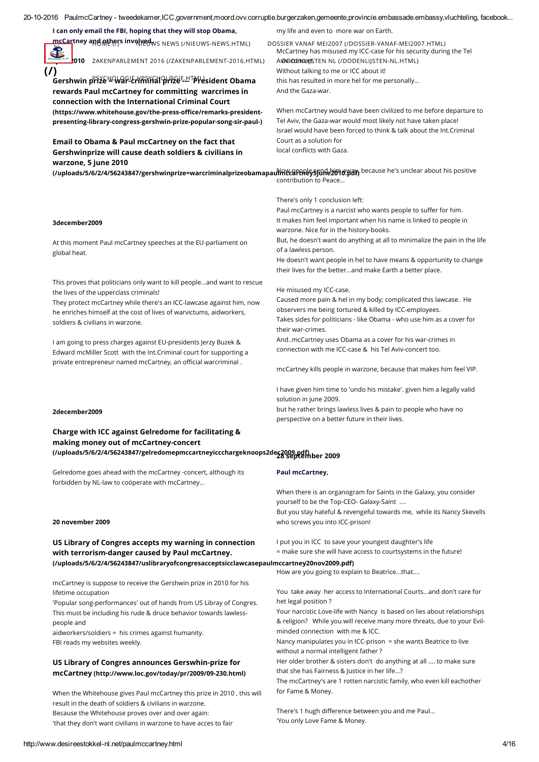**I can only email the FBI, hoping that they will stop Obama, mcCartney and others involved.**

**Gershwin prize = war-criminal prize --- President Obama rewards Paul mcCartney for committing warcrimes in connection with the International Criminal Court (https://www.whitehouse.gov/the-press-office/remarks-president-presenting-library-congress-gershwin-prize-popular-song-sir-paul-)**

**Email to Obama & Paul mcCartney on the fact that Gershwinprize will cause death soldiers & civilians in warzone, 5 june 2010 (/uploads/5/6/2/4/56243847/gershwinprize=warcriminalprizeobamapaulmccartney5june2010.pdf)**

**3december2009**

At this moment Paul mcCartney speeches at the EU-parliament on global heat.

This proves that politicians only want to kill people...and want to rescue the lives of the upperclass criminals!
They protect mcCartney while there's an ICC-lawcase against him, now he enriches himself at the cost of lives of warvictums, aidworkers, soldiers & civilians in warzone.

I am going to press charges against EU-presidents Jerzy Buzek & Edward mcMiller Scott with the Int.Criminal court for supporting a private entrepreneur named mcCartney, an official warcriminal .

**2december2009**

**Charge with ICC against Gelredome for facilitating & making money out of mcCartney-concert (/uploads/5/6/2/4/56243847/gelredomepmccartneyiccchargeknoops2dec2009.pdf)**

Gelredome goes ahead with the mcCartney -concert, although its forbidden by NL-law to coöperate with mcCartney...

**20 november 2009**

**US Library of Congres accepts my warning in connection with terrorism-danger caused by Paul mcCartney. (/uploads/5/6/2/4/56243847/uslibraryofcongresacceptsicclawcasepaulmccartney20nov2009.pdf)**

mcCartney is suppose to receive the Gershwin prize in 2010 for his lifetime occupation
'Popular song-performances' out of hands from US Libray of Congres.
This must be including his rude & druce behavior towards lawless-people and
aidworkers/soldiers = his crimes against humanity.
FBI reads my websites weekly.

**US Library of Congres announces Gerswhin-prize for mcCartney (http://www.loc.gov/today/pr/2009/09-230.html)**

When the Whitehouse gives Paul mcCartney this prize in 2010 , this will result in the death of soldiers & civilians in warzone.
Because the Whitehouse proves over and over again:
'that they don't want civilians in warzone to have acces to fair my life and even to more war on Earth.

McCartney has misused my ICC-case for his security during the Tel Aviv-concert...
Without talking to me or ICC about it!
this has resulted in more hel for me personally...
And the Gaza-war.

When mcCartney would have been civilized to me before departure to Tel Aviv, the Gaza-war would most likely not have taken place!
Israel would have been forced to think & talk about the Int.Criminal Court as a solution for
local conflicts with Gaza.

Now people send him away, because he's unclear about his positive contribution to Peace...

There's only 1 conclusion left:
Paul mcCartney is a narcist who wants people to suffer for him.
It makes him feel important when his name is linked to people in warzone. Nice for in the history-books.
But, he doesn't want do anything at all to minimalize the pain in the life of a lawless person.
He doesn't want people in hel to have means & opportunity to change their lives for the better...and make Earth a better place.

He misused my ICC-case.
Caused more pain & hel in my body; complicated this lawcase. He observers me being tortured & killed by ICC-employees.
Takes sides for politicians - like Obama - who use him as a cover for their war-crimes.
And..mcCartney uses Obama as a cover for his war-crimes in connection with me ICC-case & his Tel Aviv-concert too.

mcCartney kills people in warzone, because that makes him feel VIP.

I have given him time to 'undo his mistake'. given him a legally valid solution in june 2009.
but he rather brings lawless lives & pain to people who have no perspective on a better future in their lives.

**28 september 2009**

**Paul mcCartney,**

When there is an organogram for Saints in the Galaxy, you consider yourself to be the Top-CEO- Galaxy-Saint ....
But you stay hateful & revengeful towards me, while its Nancy Skevells who screws you into ICC-prison!

I put you in ICC to save your youngest daughter's life
= make sure she will have access to courtsystems in the future!

How are you going to explain to Beatrice...that....

You take away her access to International Courts...and don't care for het legal position ?
Your narcistic Love-life with Nancy is based on lies about relationships & religion? While you will receive many more threats, due to your Evil-minded connection with me & ICC.
Nancy manipulates you in ICC-prison = she wants Beatrice to live without a normal intelligent father ?
Her older brother & sisters don't do anything at all .... to make sure that she has Fairness & Justice in her life...?
The mcCartney's are 1 rotten narcistic family, who even kill eachother for Fame & Money.

There's 1 hugh difference between you and me Paul...
'You only Love Fame & Money.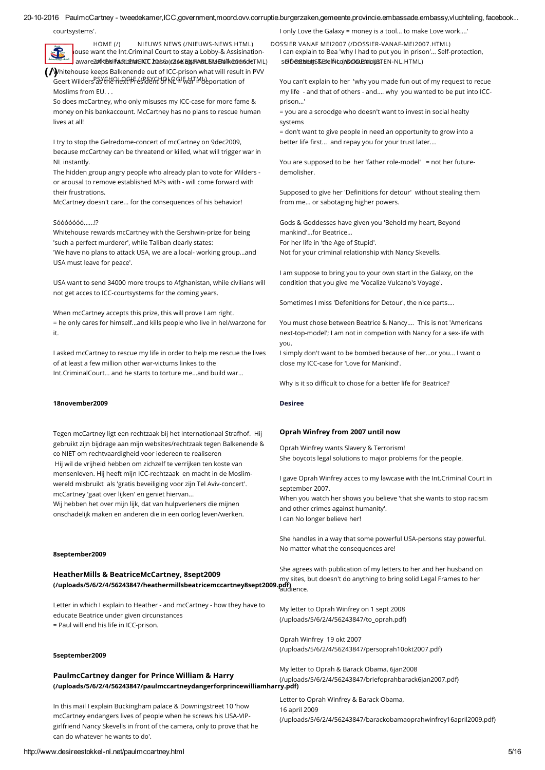courtsystems'.

House want the Int.Criminal Court to stay a Lobby-& Assisination-aware ... Balkenende ...

Whitehouse keeps Balkenende out of ICC-prison what will result in PVV Geert Wilders as the next President of NL = war = deportation of Moslims from EU. . .

So does mcCartney, who only misuses my ICC-case for more fame & money on his bankaccount. McCartney has no plans to rescue human lives at all!

I try to stop the Gelredome-concert of mcCartney on 9dec2009, because mcCartney can be threatend or killed, what will trigger war in NL instantly.

The hidden group angry people who already plan to vote for Wilders - or arousal to remove established MPs with - will come forward with their frustrations.

McCartney doesn't care... for the consequences of his behavior!

Sóóóóóóó......!?

Whitehouse rewards mcCartney with the Gershwin-prize for being 'such a perfect murderer', while Taliban clearly states:

'We have no plans to attack USA, we are a local- working group...and USA must leave for peace'.

USA want to send 34000 more troups to Afghanistan, while civilians will not get acces to ICC-courtsystems for the coming years.

When mcCartney accepts this prize, this will prove I am right.

= he only cares for himself...and kills people who live in hel/warzone for it.

I asked mcCartney to rescue my life in order to help me rescue the lives of at least a few million other war-victums linkes to the Int.CriminalCourt... and he starts to torture me...and build war...

**18november2009**

Tegen mcCartney ligt een rechtzaak bij het Internationaal Strafhof. Hij gebruikt zijn bijdrage aan mijn websites/rechtzaak tegen Balkenende & co NIET om rechtvaardigheid voor iedereen te realiseren

Hij wil de vrijheid hebben om zichzelf te verrijken ten koste van mensenleven. Hij heeft mijn ICC-rechtzaak en macht in de Moslim-wereld misbruikt als 'gratis beveiliging voor zijn Tel Aviv-concert'. mcCartney 'gaat over lijken' en geniet hiervan...

Wij hebben het over mijn lijk, dat van hulpverleners die mijnen onschadelijk maken en anderen die in een oorlog leven/werken.

**8september2009**

### HeatherMills & BeatriceMcCartney, 8sept2009 (/uploads/5/6/2/4/56243847/heathermillsbeatricemccartney8sept2009.pdf)

Letter in which I explain to Heather - and mcCartney - how they have to educate Beatrice under given circunstances

= Paul will end his life in ICC-prison.

**5september2009**

### PaulmcCartney danger for Prince William & Harry (/uploads/5/6/2/4/56243847/paulmccartneydangerforprincewilliamharry.pdf)

In this mail I explain Buckingham palace & Downingstreet 10 'how mcCartney endangers lives of people when he screws his USA-VIP-girlfriend Nancy Skevells in front of the camera, only to prove that he can do whatever he wants to do'.

I only Love the Galaxy = money is a tool... to make Love work....'

I can explain to Bea 'why I had to put you in prison'... Self-protection, self-esteem & self-confidence.

You can't explain to her 'why you made fun out of my request to recue my life - and that of others - and.... why you wanted to be put into ICC-prison...'

= you are a scroodge who doesn't want to invest in social healty systems

= don't want to give people in need an opportunity to grow into a better life first... and repay you for your trust later....

You are supposed to be her 'father role-model' = not her future-demolisher.

Supposed to give her 'Definitions for detour' without stealing them from me... or sabotaging higher powers.

Gods & Goddesses have given you 'Behold my heart, Beyond mankind'...for Beatrice...

For her life in 'the Age of Stupid'.

Not for your criminal relationship with Nancy Skevells.

I am suppose to bring you to your own start in the Galaxy, on the condition that you give me 'Vocalize Vulcano's Voyage'.

Sometimes I miss 'Defenitions for Detour', the nice parts....

You must chose between Beatrice & Nancy.... This is not 'Americans next-top-model'; I am not in competion with Nancy for a sex-life with you.

I simply don't want to be bombed because of her...or you... I want o close my ICC-case for 'Love for Mankind'.

Why is it so difficult to chose for a better life for Beatrice?

**Desiree**

### Oprah Winfrey from 2007 until now

Oprah Winfrey wants Slavery & Terrorism!

She boycots legal solutions to major problems for the people.

I gave Oprah Winfrey acces to my lawcase with the Int.Criminal Court in september 2007.

When you watch her shows you believe 'that she wants to stop racism and other crimes against humanity'.

I can No longer believe her!

She handles in a way that some powerful USA-persons stay powerful. No matter what the consequences are!

She agrees with publication of my letters to her and her husband on my sites, but doesn't do anything to bring solid Legal Frames to her audience.

My letter to Oprah Winfrey on 1 sept 2008 (/uploads/5/6/2/4/56243847/to_oprah.pdf)

Oprah Winfrey 19 okt 2007 (/uploads/5/6/2/4/56243847/persoprah10okt2007.pdf)

My letter to Oprah & Barack Obama, 6jan2008 (/uploads/5/6/2/4/56243847/briefoprahbarack6jan2007.pdf)

Letter to Oprah Winfrey & Barack Obama, 16 april 2009 (/uploads/5/6/2/4/56243847/barackobamaoprahwinfrey16april2009.pdf)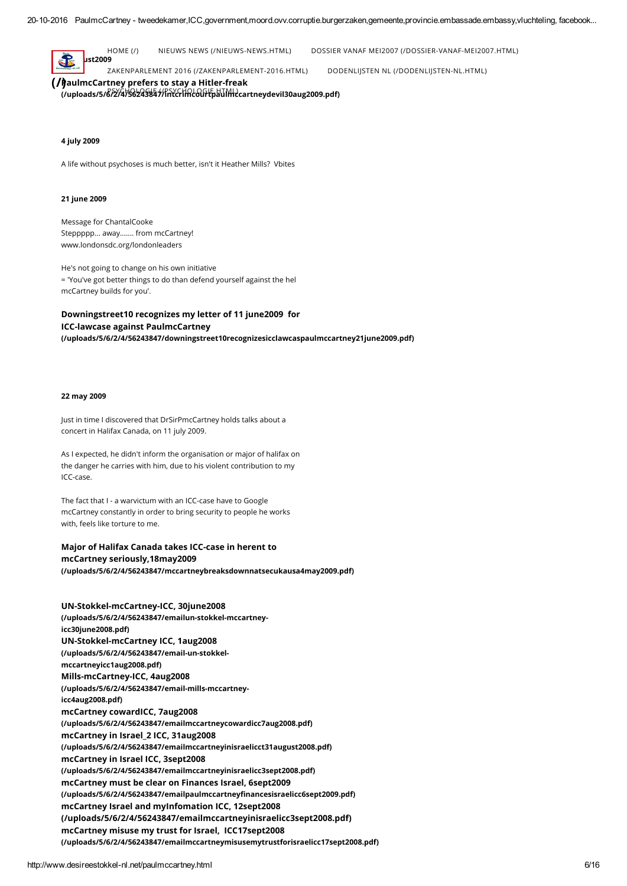HOME (/) NIEUWS NEWS (/NIEUWS-NEWS.HTML) DOSSIER VANAF MEI2007 (/DOSSIER-VANAF-MEI2007.HTML) ZAKENPARLEMENT 2016 (/ZAKENPARLEMENT-2016.HTML) DODENLIJSTEN NL (/DODENLIJSTEN-NL.HTML) PSYCHOLOGIE (/PSYCHOLOGIE.HTML)

**ust2009**

**(/)PaulmcCartney prefers to stay a Hitler-freak (/uploads/5/6/2/4/56243847/intcrimcourtpaulmccartneydevil30aug2009.pdf)**

**4 july 2009**

A life without psychoses is much better, isn't it Heather Mills? Vbites

**21 june 2009**

Message for ChantalCooke
Stepppppp... away....... from mcCartney!
www.londonsdc.org/londonleaders

He's not going to change on his own initiative
= 'You've got better things to do than defend yourself against the hel
mcCartney builds for you'.

**Downingstreet10 recognizes my letter of 11 june2009 for ICC-lawcase against PaulmcCartney (/uploads/5/6/2/4/56243847/downingstreet10recognizesicclawcaspaulmccartney21june2009.pdf)**

**22 may 2009**

Just in time I discovered that DrSirPmcCartney holds talks about a concert in Halifax Canada, on 11 july 2009.

As I expected, he didn't inform the organisation or major of halifax on the danger he carries with him, due to his violent contribution to my ICC-case.

The fact that I - a warvictum with an ICC-case have to Google mcCartney constantly in order to bring security to people he works with, feels like torture to me.

**Major of Halifax Canada takes ICC-case in herent to mcCartney seriously,18may2009 (/uploads/5/6/2/4/56243847/mccartneybreaksdownnatsecukausa4may2009.pdf)**

**UN-Stokkel-mcCartney-ICC, 30june2008 (/uploads/5/6/2/4/56243847/emailun-stokkel-mccartney-icc30june2008.pdf)**
**UN-Stokkel-mcCartney ICC, 1aug2008 (/uploads/5/6/2/4/56243847/email-un-stokkel-mccartneyicc1aug2008.pdf)**
**Mills-mcCartney-ICC, 4aug2008 (/uploads/5/6/2/4/56243847/email-mills-mccartney-icc4aug2008.pdf)**
**mcCartney cowardICC, 7aug2008 (/uploads/5/6/2/4/56243847/emailmccartneycowardicc7aug2008.pdf)**
**mcCartney in Israel_2 ICC, 31aug2008 (/uploads/5/6/2/4/56243847/emailmccartneyinisraelicct31august2008.pdf)**
**mcCartney in Israel ICC, 3sept2008 (/uploads/5/6/2/4/56243847/emailmccartneyinisraelicc3sept2008.pdf)**
**mcCartney must be clear on Finances Israel, 6sept2009 (/uploads/5/6/2/4/56243847/emailpaulmccartneyfinancesisraelicc6sept2009.pdf)**
**mcCartney Israel and myInfomation ICC, 12sept2008 (/uploads/5/6/2/4/56243847/emailmccartneyinisraelicc3sept2008.pdf)**
**mcCartney misuse my trust for Israel, ICC17sept2008 (/uploads/5/6/2/4/56243847/emailmccartneymisusemytrustforisraelicc17sept2008.pdf)**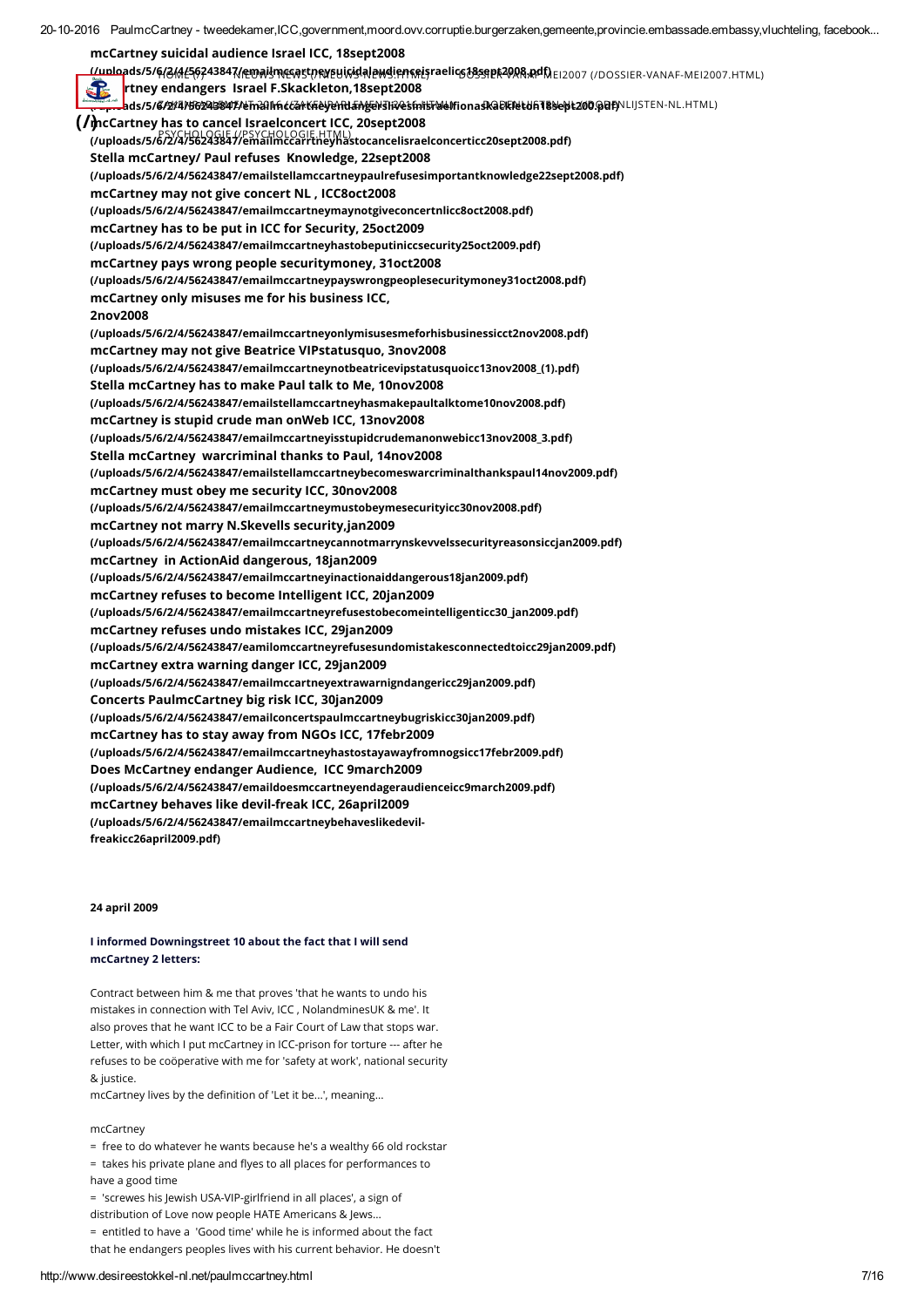**mcCartney suicidal audience Israel ICC, 18sept2008**
**(/uploads/5/6/2/4/56243847/emailmccartneysuicidalaudienceisraelicc18sept2008.pdf)**

**mcCartney endangers Israel F.Skackleton,18sept2008**
**(/uploads/5/6/2/4/56243847/emailmccartneyendangersliveshisraelfionaskackleton18sept2008.pdf)**

**mcCartney has to cancel Israelconcert ICC, 20sept2008**
**(/uploads/5/6/2/4/56243847/emailmccartneyhastocancelisraelconcerticc20sept2008.pdf)**

**Stella mcCartney/ Paul refuses Knowledge, 22sept2008**
**(/uploads/5/6/2/4/56243847/emailstellamccartneypaulrefusesimportantknowledge22sept2008.pdf)**

**mcCartney may not give concert NL , ICC8oct2008**
**(/uploads/5/6/2/4/56243847/emailmccartneymaynotgiveconcertnlicc8oct2008.pdf)**

**mcCartney has to be put in ICC for Security, 25oct2009**
**(/uploads/5/6/2/4/56243847/emailmccartneyhastobeputiniccsecurity25oct2009.pdf)**

**mcCartney pays wrong people securitymoney, 31oct2008**
**(/uploads/5/6/2/4/56243847/emailmccartneypayswrongpeoplesecuritymoney31oct2008.pdf)**

**mcCartney only misuses me for his business ICC, 2nov2008**
**(/uploads/5/6/2/4/56243847/emailmccartneyonlymisusesmeforhisbusinessicct2nov2008.pdf)**

**mcCartney may not give Beatrice VIPstatusquo, 3nov2008**
**(/uploads/5/6/2/4/56243847/emailmccartneynotbeatricevipstatusquoicc13nov2008_(1).pdf)**

**Stella mcCartney has to make Paul talk to Me, 10nov2008**
**(/uploads/5/6/2/4/56243847/emailstellamccartneyhasmakepaultalktome10nov2008.pdf)**

**mcCartney is stupid crude man onWeb ICC, 13nov2008**
**(/uploads/5/6/2/4/56243847/emailmccartneyisstupidcrudemanonwebicc13nov2008_3.pdf)**

**Stella mcCartney warcriminal thanks to Paul, 14nov2008**
**(/uploads/5/6/2/4/56243847/emailstellamccartneybecomeswarcriminalthankspaul14nov2009.pdf)**

**mcCartney must obey me security ICC, 30nov2008**
**(/uploads/5/6/2/4/56243847/emailmccartneymustobeymesecurityicc30nov2008.pdf)**

**mcCartney not marry N.Skevells security,jan2009**
**(/uploads/5/6/2/4/56243847/emailmccartneycannotmarrynskevvelssecurityreasonsiccjan2009.pdf)**

**mcCartney in ActionAid dangerous, 18jan2009**
**(/uploads/5/6/2/4/56243847/emailmccartneyinactionaiddangerous18jan2009.pdf)**

**mcCartney refuses to become Intelligent ICC, 20jan2009**
**(/uploads/5/6/2/4/56243847/emailmccartneyrefusestobecomeintelligenticc30_jan2009.pdf)**

**mcCartney refuses undo mistakes ICC, 29jan2009**
**(/uploads/5/6/2/4/56243847/eamilomccartneyrefusesundomistakesconnectedtoicc29jan2009.pdf)**

**mcCartney extra warning danger ICC, 29jan2009**
**(/uploads/5/6/2/4/56243847/emailmccartneyextrawarnigndangericc29jan2009.pdf)**

**Concerts PaulmcCartney big risk ICC, 30jan2009**
**(/uploads/5/6/2/4/56243847/emailconcertspaulmccartneybugriskicc30jan2009.pdf)**

**mcCartney has to stay away from NGOs ICC, 17febr2009**
**(/uploads/5/6/2/4/56243847/emailmccartneyhastostayawayfromnogsicc17febr2009.pdf)**

**Does McCartney endanger Audience, ICC 9march2009**
**(/uploads/5/6/2/4/56243847/emaildoesmccartneyendageraudienceicc9march2009.pdf)**

**mcCartney behaves like devil-freak ICC, 26april2009**
**(/uploads/5/6/2/4/56243847/emailmccartneybehaveslikedevil-freakicc26april2009.pdf)**

**24 april 2009**

**I informed Downingstreet 10 about the fact that I will send mcCartney 2 letters:**

Contract between him & me that proves 'that he wants to undo his mistakes in connection with Tel Aviv, ICC , NolandminesUK & me'. It also proves that he want ICC to be a Fair Court of Law that stops war. Letter, with which I put mcCartney in ICC-prison for torture --- after he refuses to be coöperative with me for 'safety at work', national security & justice.

mcCartney lives by the definition of 'Let it be...', meaning...

mcCartney

= free to do whatever he wants because he's a wealthy 66 old rockstar

= takes his private plane and flyes to all places for performances to have a good time

= 'screwes his Jewish USA-VIP-girlfriend in all places', a sign of distribution of Love now people HATE Americans & Jews...

= entitled to have a 'Good time' while he is informed about the fact that he endangers peoples lives with his current behavior. He doesn't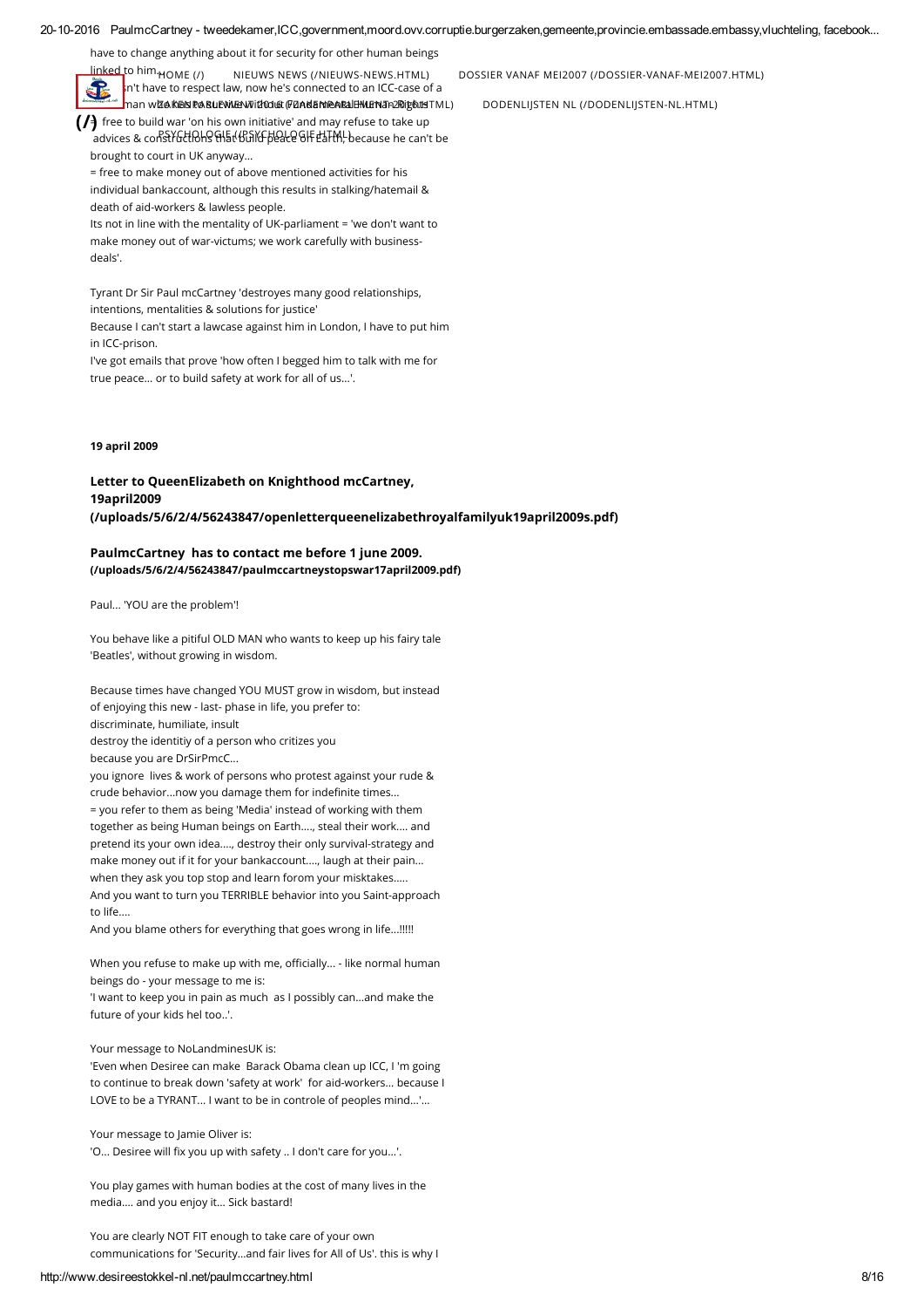have to change anything about it for security for other human beings linked to him...

...sn't have to respect law, now he's connected to an ICC-case of a ...man who has to survive without fundamental Human Rights

= free to build war 'on his own initiative' and may refuse to take up advices & constructions that build peace on Earth, because he can't be brought to court in UK anyway...

= free to make money out of above mentioned activities for his individual bankaccount, although this results in stalking/hatemail & death of aid-workers & lawless people.

Its not in line with the mentality of UK-parliament = 'we don't want to make money out of war-victums; we work carefully with business-deals'.

Tyrant Dr Sir Paul mcCartney 'destroyes many good relationships, intentions, mentalities & solutions for justice'

Because I can't start a lawcase against him in London, I have to put him in ICC-prison.

I've got emails that prove 'how often I begged him to talk with me for true peace... or to build safety at work for all of us...'.

**19 april 2009**

**Letter to QueenElizabeth on Knighthood mcCartney, 19april2009 (/uploads/5/6/2/4/56243847/openletterqueenelizabethroyalfamilyuk19april2009s.pdf)**

**PaulmcCartney has to contact me before 1 june 2009. (/uploads/5/6/2/4/56243847/paulmccartneystopswar17april2009.pdf)**

Paul... 'YOU are the problem'!

You behave like a pitiful OLD MAN who wants to keep up his fairy tale 'Beatles', without growing in wisdom.

Because times have changed YOU MUST grow in wisdom, but instead of enjoying this new - last- phase in life, you prefer to:
discriminate, humiliate, insult
destroy the identitiy of a person who critizes you
because you are DrSirPmcC...
you ignore lives & work of persons who protest against your rude & crude behavior...now you damage them for indefinite times...
= you refer to them as being 'Media' instead of working with them together as being Human beings on Earth...., steal their work.... and pretend its your own idea...., destroy their only survival-strategy and make money out if it for your bankaccount...., laugh at their pain... when they ask you top stop and learn forom your misktakes.....
And you want to turn you TERRIBLE behavior into you Saint-approach to life....
And you blame others for everything that goes wrong in life...!!!!!

When you refuse to make up with me, officially... - like normal human beings do - your message to me is:
'I want to keep you in pain as much as I possibly can...and make the future of your kids hel too..'.

Your message to NoLandminesUK is:
'Even when Desiree can make Barack Obama clean up ICC, I 'm going to continue to break down 'safety at work' for aid-workers... because I LOVE to be a TYRANT... I want to be in controle of peoples mind...'...

Your message to Jamie Oliver is:
'O... Desiree will fix you up with safety .. I don't care for you...'.

You play games with human bodies at the cost of many lives in the media.... and you enjoy it... Sick bastard!

You are clearly NOT FIT enough to take care of your own communications for 'Security...and fair lives for All of Us'. this is why I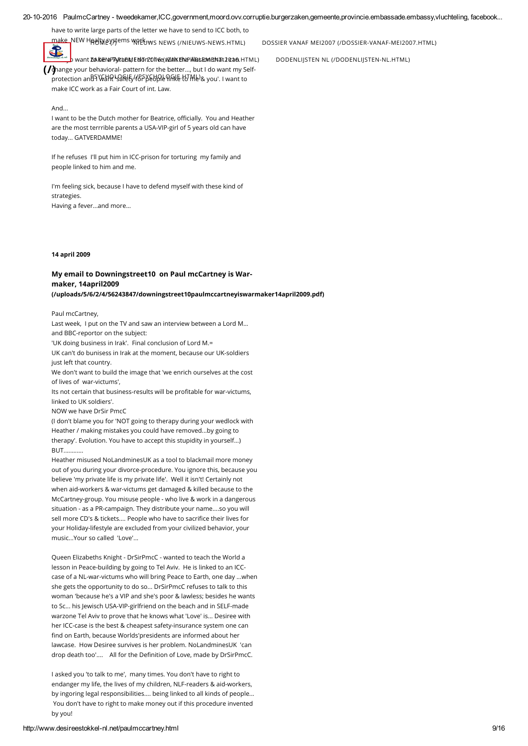have to write large parts of the letter we have to send to ICC both, to make NEW Healty systems work...

...want to be... I don't... change your behavioral- pattern for the better..., but I do want my Self-protection and I want 'safety for people linke to me & you'. I want to make ICC work as a Fair Court of int. Law.

And...

I want to be the Dutch mother for Beatrice, officially. You and Heather are the most terrrible parents a USA-VIP-girl of 5 years old can have today... GATVERDAMME!

If he refuses I'll put him in ICC-prison for torturing my family and people linked to him and me.

I'm feeling sick, because I have to defend myself with these kind of strategies.

Having a fever...and more...

**14 april 2009**

### My email to Downingstreet10 on Paul mcCartney is War-maker, 14april2009

**(/uploads/5/6/2/4/56243847/downingstreet10paulmccartneyiswarmaker14april2009.pdf)**

Paul mcCartney,

Last week, I put on the TV and saw an interview between a Lord M... and BBC-reportor on the subject:

'UK doing business in Irak'. Final conclusion of Lord M.=

UK can't do bunisess in Irak at the moment, because our UK-soldiers just left that country.

We don't want to build the image that 'we enrich ourselves at the cost of lives of war-victums',

Its not certain that business-results will be profitable for war-victums, linked to UK soldiers'.

NOW we have DrSir PmcC

(I don't blame you for 'NOT going to therapy during your wedlock with Heather / making mistakes you could have removed...by going to therapy'. Evolution. You have to accept this stupidity in yourself...)

BUT............

Heather misused NoLandminesUK as a tool to blackmail more money out of you during your divorce-procedure. You ignore this, because you believe 'my private life is my private life'. Well it isn't! Certainly not when aid-workers & war-victums get damaged & killed because to the McCartney-group. You misuse people - who live & work in a dangerous situation - as a PR-campaign. They distribute your name....so you will sell more CD's & tickets.... People who have to sacrifice their lives for your Holiday-lifestyle are excluded from your civilized behavior, your music...Your so called 'Love'...

Queen Elizabeths Knight - DrSirPmcC - wanted to teach the World a lesson in Peace-building by going to Tel Aviv. He is linked to an ICC-case of a NL-war-victums who will bring Peace to Earth, one day ...when she gets the opportunity to do so... DrSirPmcC refuses to talk to this woman 'because he's a VIP and she's poor & lawless; besides he wants to Sc... his Jewisch USA-VIP-girlfriend on the beach and in SELF-made warzone Tel Aviv to prove that he knows what 'Love' is... Desiree with her ICC-case is the best & cheapest safety-insurance system one can find on Earth, because Worlds'presidents are informed about her lawcase. How Desiree survives is her problem. NoLandminesUK 'can drop death too'.... All for the Definition of Love, made by DrSirPmcC.

I asked you 'to talk to me', many times. You don't have to right to endanger my life, the lives of my children, NLF-readers & aid-workers, by ingoring legal responsibilities.... being linked to all kinds of people... You don't have to right to make money out if this procedure invented by you!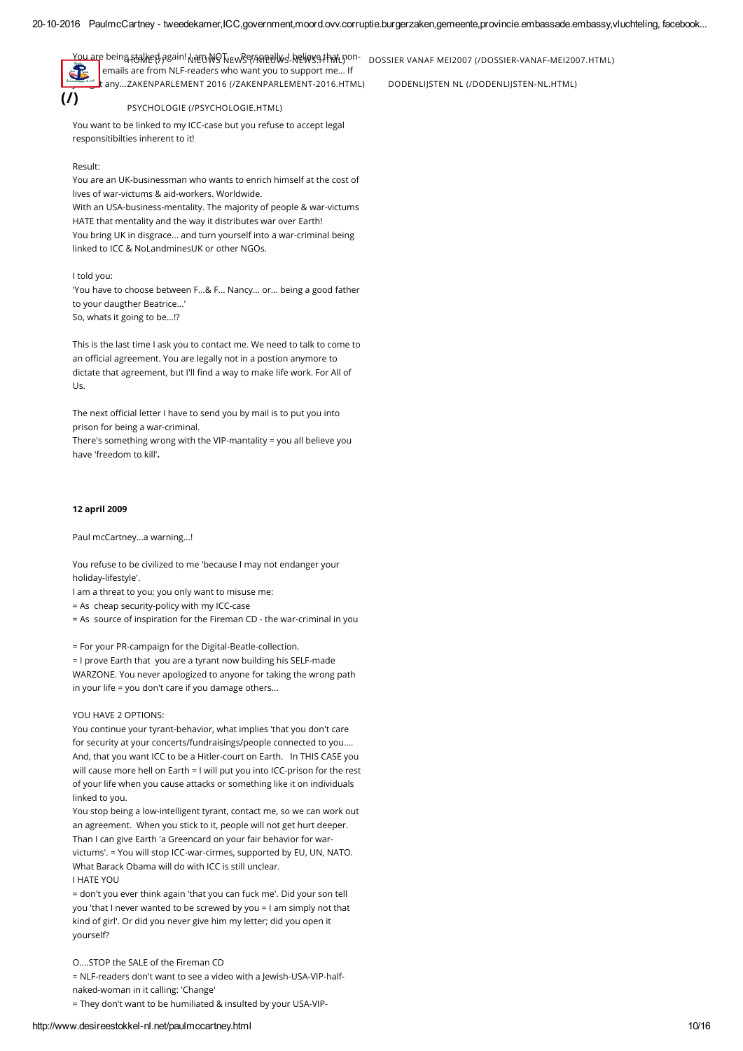You are being stalked again! I am NOT... Personally, I believe that non-emails are from NLF-readers who want you to support me... If ... any...

HOME (/) NIEUWS NEWS (/NIEUWS-NEWS.HTML) DOSSIER VANAF MEI2007 (/DOSSIER-VANAF-MEI2007.HTML) ZAKENPARLEMENT 2016 (/ZAKENPARLEMENT-2016.HTML) DODENLIJSTEN NL (/DODENLIJSTEN-NL.HTML) PSYCHOLOGIE (/PSYCHOLOGIE.HTML)

You want to be linked to my ICC-case but you refuse to accept legal responsitibilties inherent to it!

Result:

You are an UK-businessman who wants to enrich himself at the cost of lives of war-victums & aid-workers. Worldwide.
With an USA-business-mentality. The majority of people & war-victums HATE that mentality and the way it distributes war over Earth!
You bring UK in disgrace... and turn yourself into a war-criminal being linked to ICC & NoLandminesUK or other NGOs.

I told you:
'You have to choose between F...& F... Nancy... or... being a good father to your daugther Beatrice...'
So, whats it going to be...!?

This is the last time I ask you to contact me. We need to talk to come to an official agreement. You are legally not in a postion anymore to dictate that agreement, but I'll find a way to make life work. For All of Us.

The next official letter I have to send you by mail is to put you into prison for being a war-criminal.
There's something wrong with the VIP-mantality = you all believe you have 'freedom to kill'**.**

**12 april 2009**

Paul mcCartney...a warning...!

You refuse to be civilized to me 'because I may not endanger your holiday-lifestyle'.
I am a threat to you; you only want to misuse me:
= As cheap security-policy with my ICC-case
= As source of inspiration for the Fireman CD - the war-criminal in you

= For your PR-campaign for the Digital-Beatle-collection.
= I prove Earth that you are a tyrant now building his SELF-made WARZONE. You never apologized to anyone for taking the wrong path in your life = you don't care if you damage others...

YOU HAVE 2 OPTIONS:
You continue your tyrant-behavior, what implies 'that you don't care for security at your concerts/fundraisings/people connected to you.... And, that you want ICC to be a Hitler-court on Earth. In THIS CASE you will cause more hell on Earth = I will put you into ICC-prison for the rest of your life when you cause attacks or something like it on individuals linked to you.
You stop being a low-intelligent tyrant, contact me, so we can work out an agreement. When you stick to it, people will not get hurt deeper. Than I can give Earth 'a Greencard on your fair behavior for war-victums'. = You will stop ICC-war-cirmes, supported by EU, UN, NATO. What Barack Obama will do with ICC is still unclear.
I HATE YOU
= don't you ever think again 'that you can fuck me'. Did your son tell you 'that I never wanted to be screwed by you = I am simply not that kind of girl'. Or did you never give him my letter; did you open it yourself?

O....STOP the SALE of the Fireman CD
= NLF-readers don't want to see a video with a Jewish-USA-VIP-half-naked-woman in it calling: 'Change'
= They don't want to be humiliated & insulted by your USA-VIP-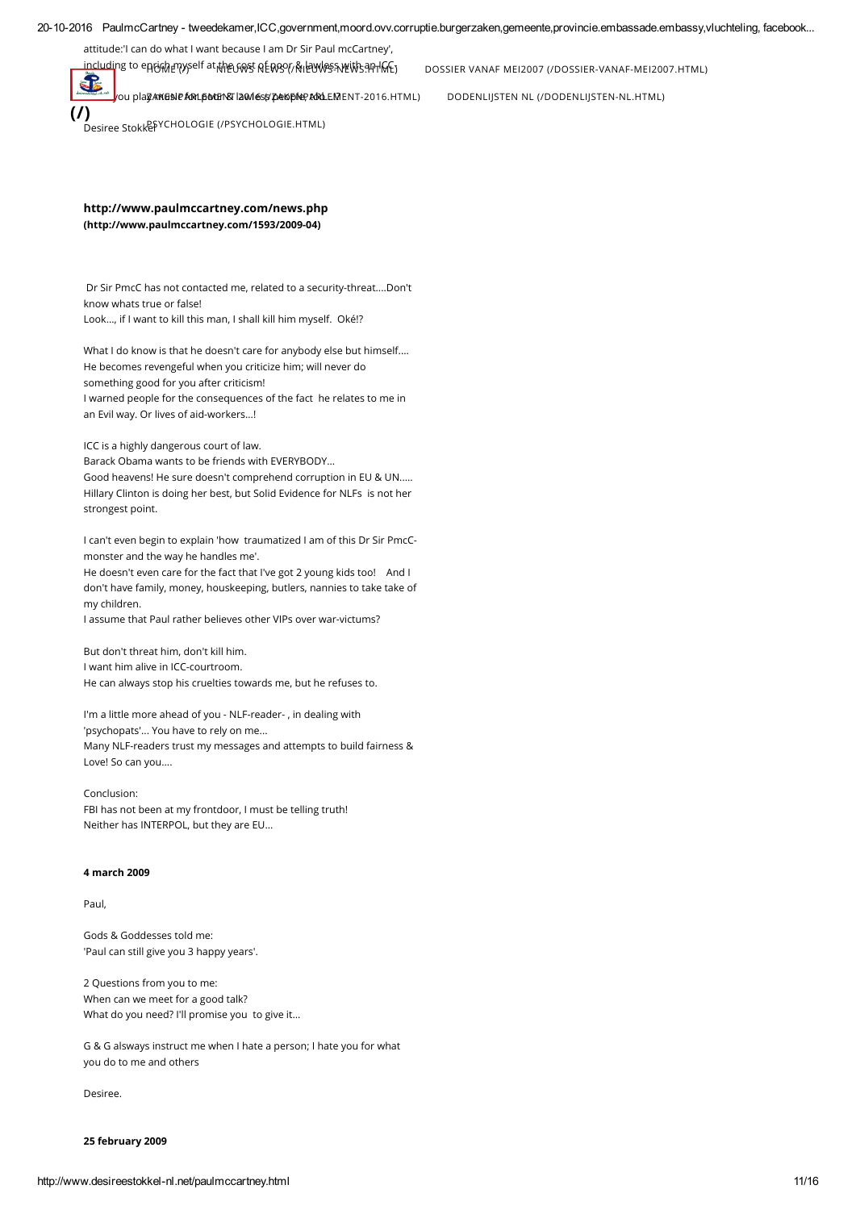attitude:'I can do what I want because I am Dr Sir Paul mcCartney', including to enrich myself at the cost of poor & lawless with an ICC- you play music for rich & lawless people.

Desiree Stokkel

**http://www.paulmccartney.com/news.php**
**(http://www.paulmccartney.com/1593/2009-04)**

Dr Sir PmcC has not contacted me, related to a security-threat....Don't know whats true or false!
Look..., if I want to kill this man, I shall kill him myself. Oké!?

What I do know is that he doesn't care for anybody else but himself.... He becomes revengeful when you criticize him; will never do something good for you after criticism!
I warned people for the consequences of the fact he relates to me in an Evil way. Or lives of aid-workers...!

ICC is a highly dangerous court of law.
Barack Obama wants to be friends with EVERYBODY...
Good heavens! He sure doesn't comprehend corruption in EU & UN.....
Hillary Clinton is doing her best, but Solid Evidence for NLFs is not her strongest point.

I can't even begin to explain 'how traumatized I am of this Dr Sir PmcC-monster and the way he handles me'.
He doesn't even care for the fact that I've got 2 young kids too! And I don't have family, money, houskeeping, butlers, nannies to take take of my children.
I assume that Paul rather believes other VIPs over war-victums?

But don't threat him, don't kill him.
I want him alive in ICC-courtroom.
He can always stop his cruelties towards me, but he refuses to.

I'm a little more ahead of you - NLF-reader- , in dealing with 'psychopats'... You have to rely on me...
Many NLF-readers trust my messages and attempts to build fairness & Love! So can you....

Conclusion:
FBI has not been at my frontdoor, I must be telling truth!
Neither has INTERPOL, but they are EU...

**4 march 2009**

Paul,

Gods & Goddesses told me:
'Paul can still give you 3 happy years'.

2 Questions from you to me:
When can we meet for a good talk?
What do you need? I'll promise you to give it...

G & G alsways instruct me when I hate a person; I hate you for what you do to me and others

Desiree.

**25 february 2009**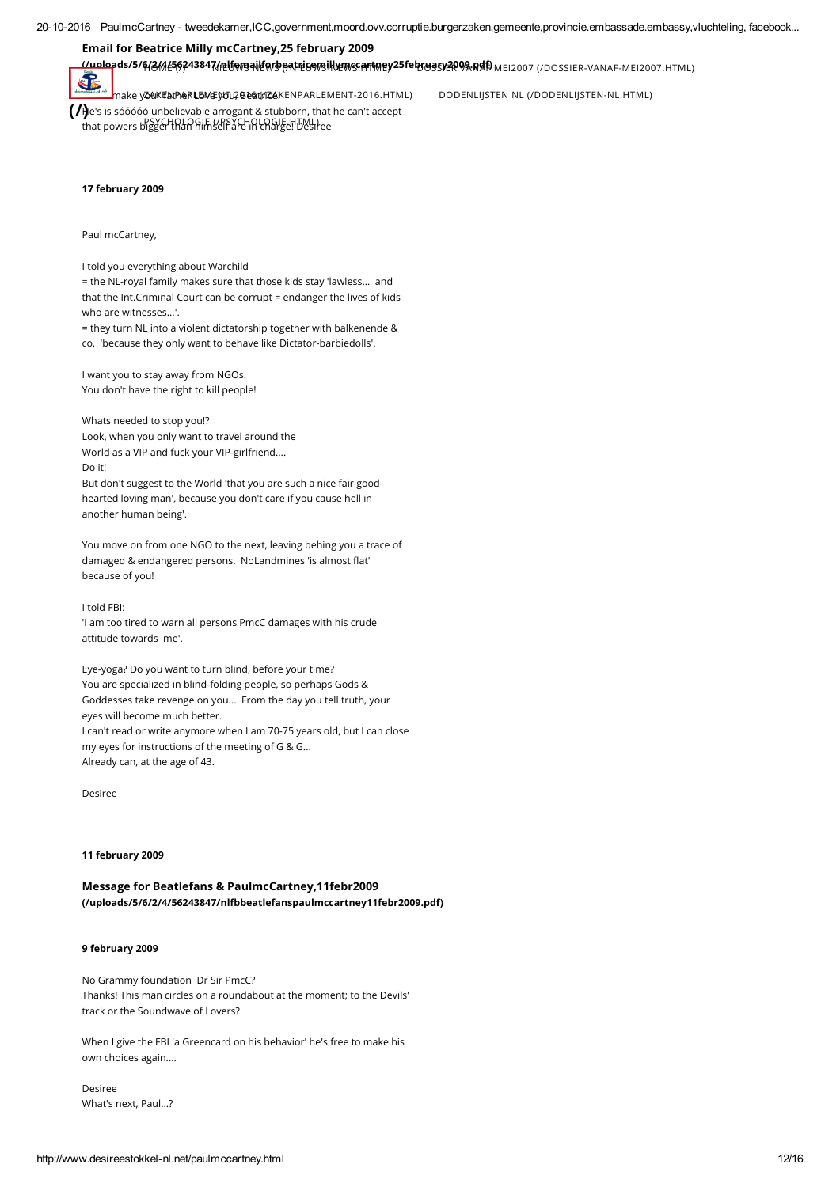### Email for Beatrice Milly mcCartney,25 february 2009

**(/uploads/5/6/2/4/56243847/nlfemailforbeatricemillymccartney25february2009.pdf)**

make your father Love you, Beatrice

He's is sóóóóó unbelievable arrogant & stubborn, that he can't accept that powers bigger than himself are in charge! Desiree

**17 february 2009**

Paul mcCartney,

I told you everything about Warchild
= the NL-royal family makes sure that those kids stay 'lawless... and that the Int.Criminal Court can be corrupt = endanger the lives of kids who are witnesses...'.
= they turn NL into a violent dictatorship together with balkenende & co, 'because they only want to behave like Dictator-barbiedolls'.

I want you to stay away from NGOs.
You don't have the right to kill people!

Whats needed to stop you!?
Look, when you only want to travel around the World as a VIP and fuck your VIP-girlfriend....
Do it!
But don't suggest to the World 'that you are such a nice fair good-hearted loving man', because you don't care if you cause hell in another human being'.

You move on from one NGO to the next, leaving behing you a trace of damaged & endangered persons. NoLandmines 'is almost flat' because of you!

I told FBI:
'I am too tired to warn all persons PmcC damages with his crude attitude towards me'.

Eye-yoga? Do you want to turn blind, before your time?
You are specialized in blind-folding people, so perhaps Gods & Goddesses take revenge on you... From the day you tell truth, your eyes will become much better.
I can't read or write anymore when I am 70-75 years old, but I can close my eyes for instructions of the meeting of G & G...
Already can, at the age of 43.

Desiree

**11 february 2009**

### Message for Beatlefans & PaulmcCartney,11febr2009

**(/uploads/5/6/2/4/56243847/nlfbbeatlefanspaulmccartney11febr2009.pdf)**

**9 february 2009**

No Grammy foundation Dr Sir PmcC?
Thanks! This man circles on a roundabout at the moment; to the Devils' track or the Soundwave of Lovers?

When I give the FBI 'a Greencard on his behavior' he's free to make his own choices again....

Desiree
What's next, Paul...?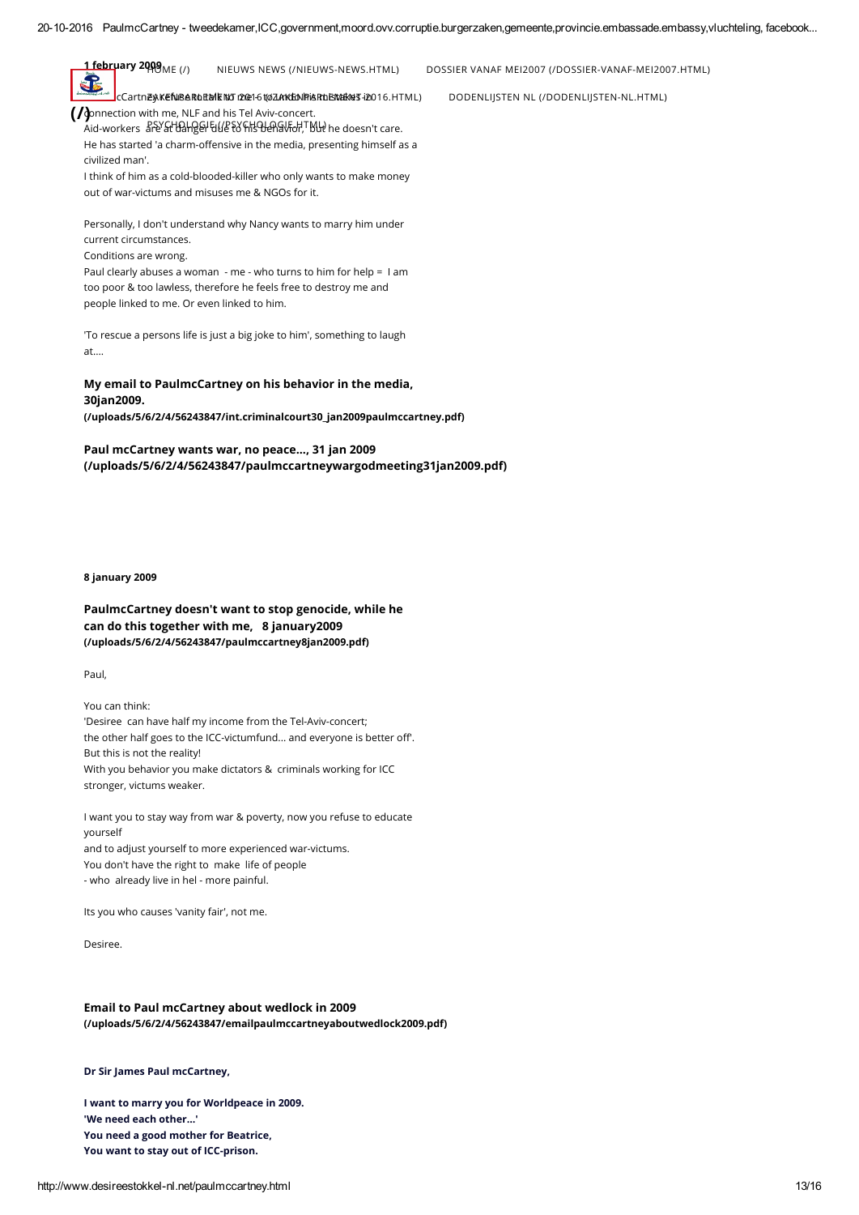**1 february 2009**

...cCartney ... connection with me, NLF and his Tel Aviv-concert.
Aid-workers are at danger due to his behavior, but he doesn't care.
He has started 'a charm-offensive in the media, presenting himself as a civilized man'.
I think of him as a cold-blooded-killer who only wants to make money out of war-victums and misuses me & NGOs for it.

Personally, I don't understand why Nancy wants to marry him under current circumstances.
Conditions are wrong.
Paul clearly abuses a woman - me - who turns to him for help = I am too poor & too lawless, therefore he feels free to destroy me and people linked to me. Or even linked to him.

'To rescue a persons life is just a big joke to him', something to laugh at....

**My email to PaulmcCartney on his behavior in the media, 30jan2009.**
**(/uploads/5/6/2/4/56243847/int.criminalcourt30_jan2009paulmccartney.pdf)**

**Paul mcCartney wants war, no peace..., 31 jan 2009 (/uploads/5/6/2/4/56243847/paulmccartneywargodmeeting31jan2009.pdf)**

**8 january 2009**

**PaulmcCartney doesn't want to stop genocide, while he can do this together with me, 8 january2009 (/uploads/5/6/2/4/56243847/paulmccartney8jan2009.pdf)**

Paul,

You can think:
'Desiree can have half my income from the Tel-Aviv-concert;
the other half goes to the ICC-victumfund... and everyone is better off'.
But this is not the reality!
With you behavior you make dictators & criminals working for ICC stronger, victums weaker.

I want you to stay way from war & poverty, now you refuse to educate yourself
and to adjust yourself to more experienced war-victums.
You don't have the right to make life of people
- who already live in hel - more painful.

Its you who causes 'vanity fair', not me.

Desiree.

**Email to Paul mcCartney about wedlock in 2009 (/uploads/5/6/2/4/56243847/emailpaulmccartneyaboutwedlock2009.pdf)**

**Dr Sir James Paul mcCartney,**

**I want to marry you for Worldpeace in 2009.**
**'We need each other...'**
**You need a good mother for Beatrice,**
**You want to stay out of ICC-prison.**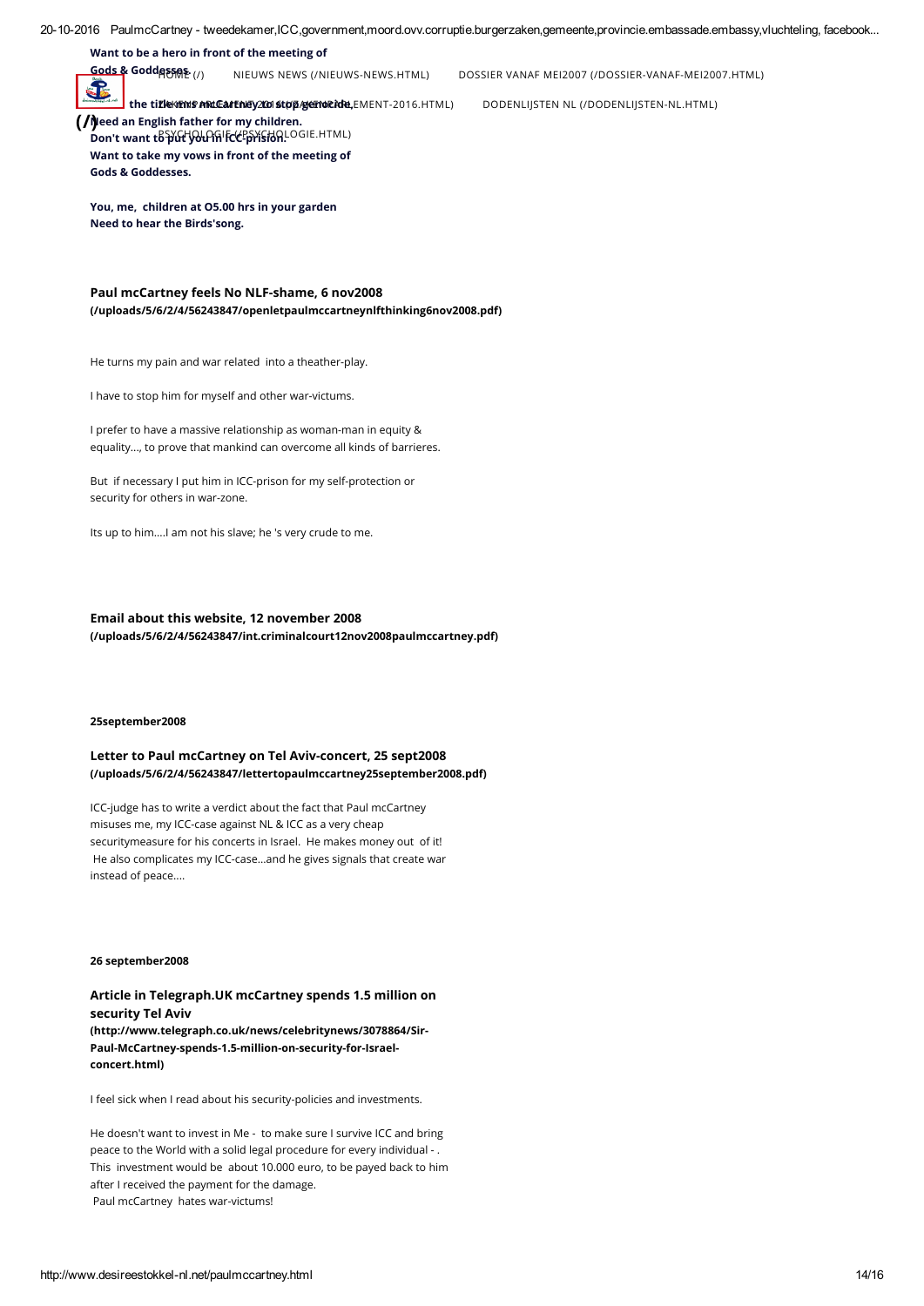**Want to be a hero in front of the meeting of Gods & Goddesses**

**the title Paul mcCartney to stop genocide,**

**Need an English father for my children.**
**Don't want to put you in ICC-prision.**
**Want to take my vows in front of the meeting of Gods & Goddesses.**

**You, me, children at O5.00 hrs in your garden**
**Need to hear the Birds'song.**

### Paul mcCartney feels No NLF-shame, 6 nov2008 (/uploads/5/6/2/4/56243847/openletpaulmccartneynlfthinking6nov2008.pdf)

He turns my pain and war related into a theather-play.

I have to stop him for myself and other war-victums.

I prefer to have a massive relationship as woman-man in equity & equality..., to prove that mankind can overcome all kinds of barrieres.

But if necessary I put him in ICC-prison for my self-protection or security for others in war-zone.

Its up to him....I am not his slave; he 's very crude to me.

### Email about this website, 12 november 2008 (/uploads/5/6/2/4/56243847/int.criminalcourt12nov2008paulmccartney.pdf)

**25september2008**

### Letter to Paul mcCartney on Tel Aviv-concert, 25 sept2008 (/uploads/5/6/2/4/56243847/lettertopaulmccartney25september2008.pdf)

ICC-judge has to write a verdict about the fact that Paul mcCartney misuses me, my ICC-case against NL & ICC as a very cheap securitymeasure for his concerts in Israel. He makes money out of it! He also complicates my ICC-case...and he gives signals that create war instead of peace....

**26 september2008**

### Article in Telegraph.UK mcCartney spends 1.5 million on security Tel Aviv (http://www.telegraph.co.uk/news/celebritynews/3078864/Sir-Paul-McCartney-spends-1.5-million-on-security-for-Israel-concert.html)

I feel sick when I read about his security-policies and investments.

He doesn't want to invest in Me - to make sure I survive ICC and bring peace to the World with a solid legal procedure for every individual - . This investment would be about 10.000 euro, to be payed back to him after I received the payment for the damage.
Paul mcCartney hates war-victums!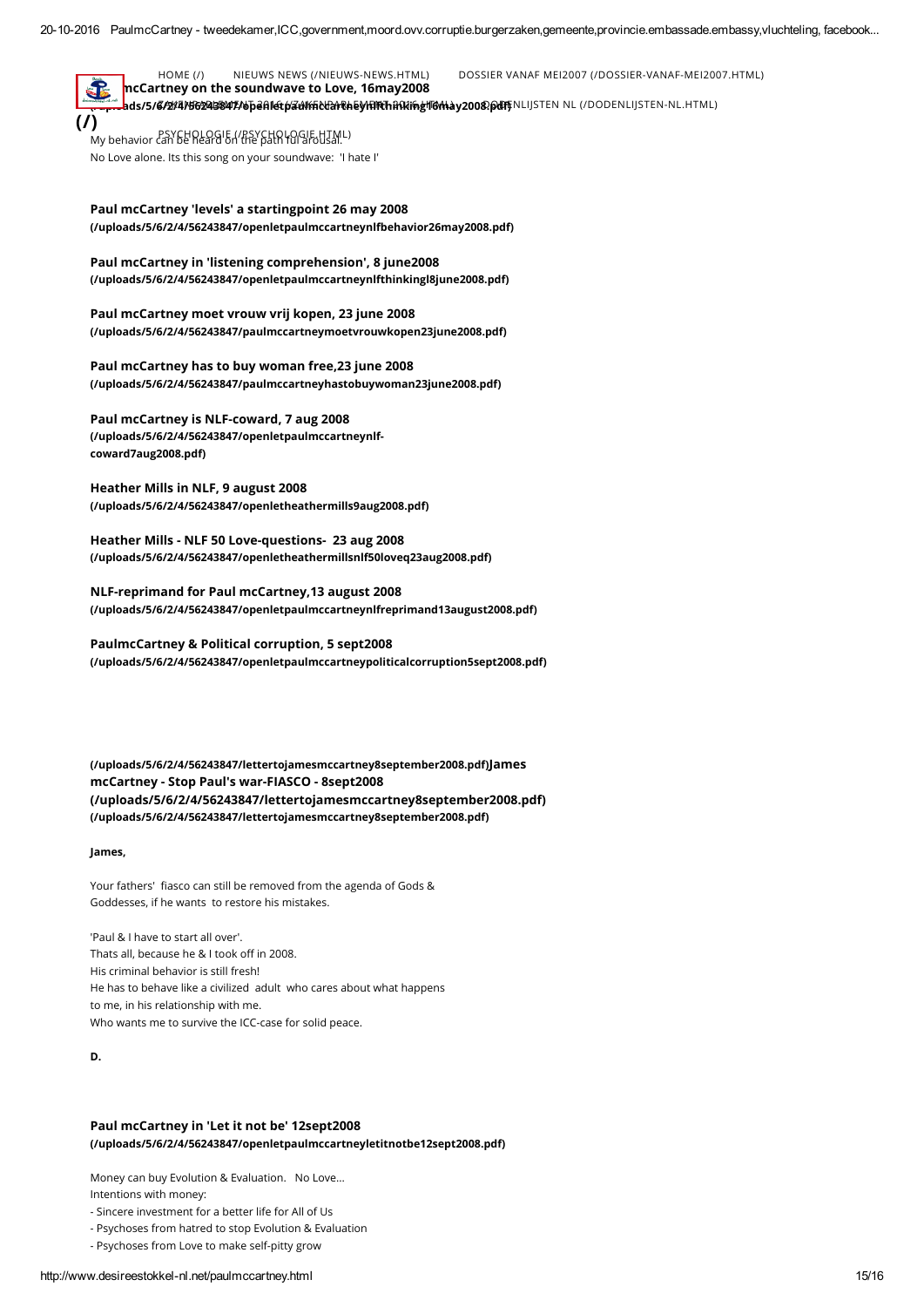HOME (/) NIEUWS NEWS (/NIEUWS-NEWS.HTML) DOSSIER VANAF MEI2007 (/DOSSIER-VANAF-MEI2007.HTML)

**Paul mcCartney on the soundwave to Love, 16may2008**
**(/uploads/5/6/2/4/56243847/openletpaulmccartneynlfthinking16may2008.pdf)** DODENLIJSTEN NL (/DODENLIJSTEN-NL.HTML)

**(/)**

PSYCHOLOGIE (/PSYCHOLOGIE.HTML)

My behavior can be heard on the path ful arousal.

No Love alone. Its this song on your soundwave: 'I hate I'

**Paul mcCartney 'levels' a startingpoint 26 may 2008**
**(/uploads/5/6/2/4/56243847/openletpaulmccartneynlfbehavior26may2008.pdf)**

**Paul mcCartney in 'listening comprehension', 8 june2008**
**(/uploads/5/6/2/4/56243847/openletpaulmccartneynlfthinkingl8june2008.pdf)**

**Paul mcCartney moet vrouw vrij kopen, 23 june 2008**
**(/uploads/5/6/2/4/56243847/paulmccartneymoetvrouwkopen23june2008.pdf)**

**Paul mcCartney has to buy woman free,23 june 2008**
**(/uploads/5/6/2/4/56243847/paulmccartneyhastobuywoman23june2008.pdf)**

**Paul mcCartney is NLF-coward, 7 aug 2008**
**(/uploads/5/6/2/4/56243847/openletpaulmccartneynlf-coward7aug2008.pdf)**

**Heather Mills in NLF, 9 august 2008**
**(/uploads/5/6/2/4/56243847/openletheathermills9aug2008.pdf)**

**Heather Mills - NLF 50 Love-questions- 23 aug 2008**
**(/uploads/5/6/2/4/56243847/openletheathermillsnlf50loveq23aug2008.pdf)**

**NLF-reprimand for Paul mcCartney,13 august 2008**
**(/uploads/5/6/2/4/56243847/openletpaulmccartneynlfreprimand13august2008.pdf)**

**PaulmcCartney & Political corruption, 5 sept2008**
**(/uploads/5/6/2/4/56243847/openletpaulmccartneypoliticalcorruption5sept2008.pdf)**

**(/uploads/5/6/2/4/56243847/lettertojamesmccartney8september2008.pdf)James mcCartney - Stop Paul's war-FIASCO - 8sept2008**
**(/uploads/5/6/2/4/56243847/lettertojamesmccartney8september2008.pdf)**
**(/uploads/5/6/2/4/56243847/lettertojamesmccartney8september2008.pdf)**

**James,**

Your fathers' fiasco can still be removed from the agenda of Gods & Goddesses, if he wants to restore his mistakes.

'Paul & I have to start all over'.
Thats all, because he & I took off in 2008.
His criminal behavior is still fresh!
He has to behave like a civilized adult who cares about what happens to me, in his relationship with me.
Who wants me to survive the ICC-case for solid peace.

**D.**

**Paul mcCartney in 'Let it not be' 12sept2008**
**(/uploads/5/6/2/4/56243847/openletpaulmccartneyletitnotbe12sept2008.pdf)**

Money can buy Evolution & Evaluation. No Love...
Intentions with money:
- Sincere investment for a better life for All of Us
- Psychoses from hatred to stop Evolution & Evaluation
- Psychoses from Love to make self-pitty grow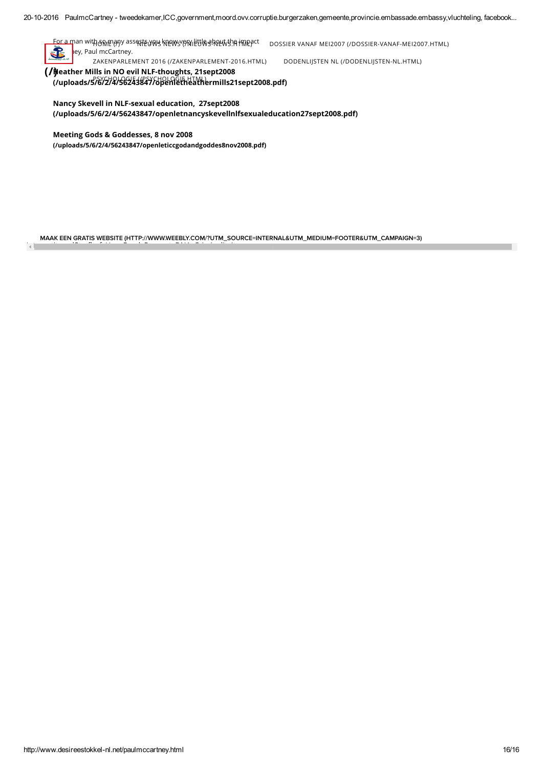For a man with so many assests you know very little about the impact ... ey, Paul mcCartney.

HOME (/) NIEUWS NEWS (/NIEUWS-NEWS.HTML) DOSSIER VANAF MEI2007 (/DOSSIER-VANAF-MEI2007.HTML) ZAKENPARLEMENT 2016 (/ZAKENPARLEMENT-2016.HTML) DODENLIJSTEN NL (/DODENLIJSTEN-NL.HTML) PSYCHOLOGIE (/PSYCHOLOGIE.HTML)

**Heather Mills in NO evil NLF-thoughts, 21sept2008 (/uploads/5/6/2/4/56243847/openletheathermills21sept2008.pdf)**

**Nancy Skevell in NLF-sexual education, 27sept2008 (/uploads/5/6/2/4/56243847/openletnancyskevellnlfsexualeducation27sept2008.pdf)**

**Meeting Gods & Goddesses, 8 nov 2008 (/uploads/5/6/2/4/56243847/openleticcgodandgoddes8nov2008.pdf)**

MAAK EEN GRATIS WEBSITE (HTTP://WWW.WEEBLY.COM/?UTM_SOURCE=INTERNAL&UTM_MEDIUM=FOOTER&UTM_CAMPAIGN=3)